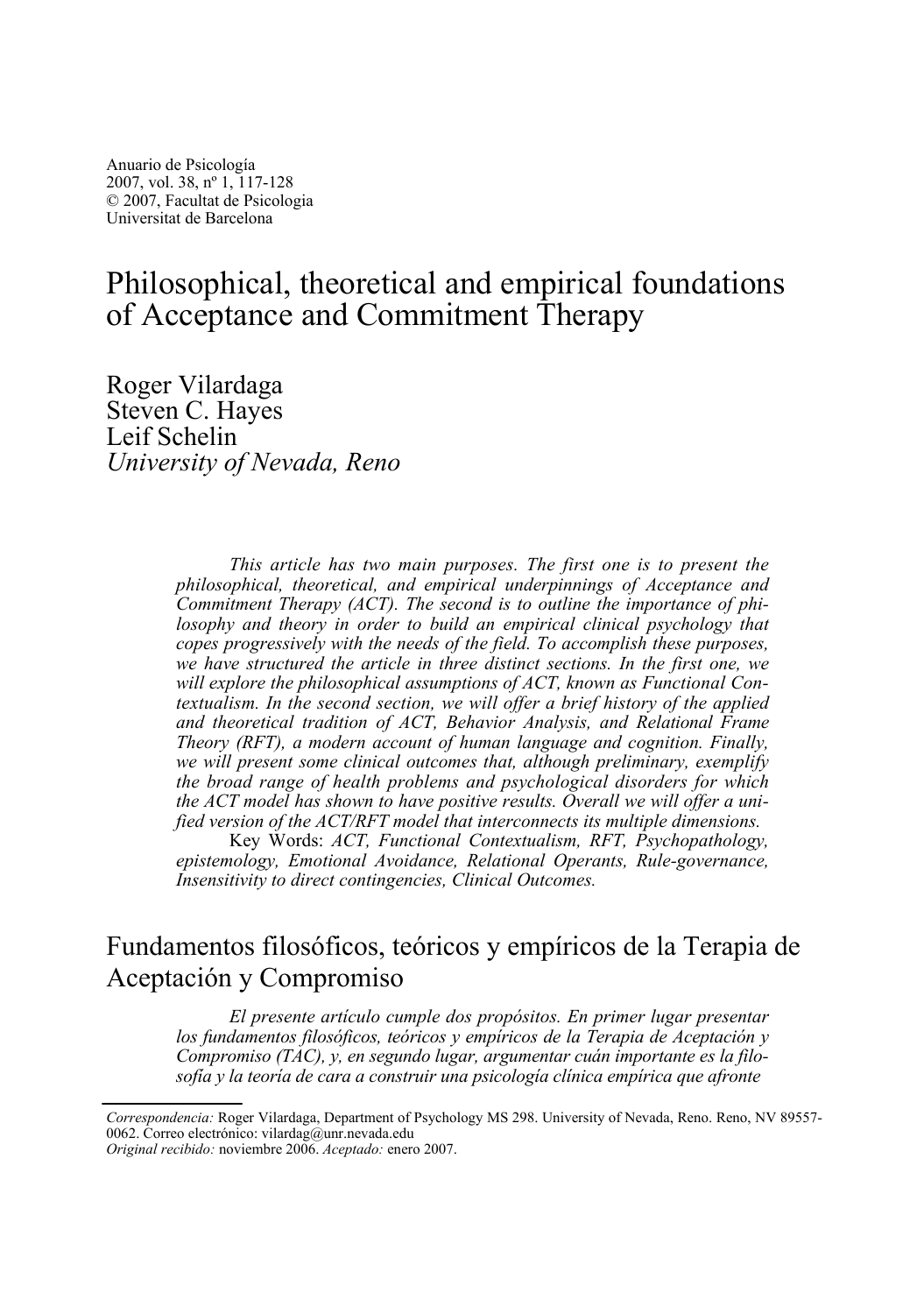Anuario de Psicología
2007, vol. 38, nº 1, 117-128
© 2007, Facultat de Psicologia
Universitat de Barcelona

# Philosophical, theoretical and empirical foundations of Acceptance and Commitment Therapy

Roger Vilardaga
Steven C. Hayes
Leif Schelin
*University of Nevada, Reno*

*This article has two main purposes. The first one is to present the philosophical, theoretical, and empirical underpinnings of Acceptance and Commitment Therapy (ACT). The second is to outline the importance of philosophy and theory in order to build an empirical clinical psychology that copes progressively with the needs of the field. To accomplish these purposes, we have structured the article in three distinct sections. In the first one, we will explore the philosophical assumptions of ACT, known as Functional Contextualism. In the second section, we will offer a brief history of the applied and theoretical tradition of ACT, Behavior Analysis, and Relational Frame Theory (RFT), a modern account of human language and cognition. Finally, we will present some clinical outcomes that, although preliminary, exemplify the broad range of health problems and psychological disorders for which the ACT model has shown to have positive results. Overall we will offer a unified version of the ACT/RFT model that interconnects its multiple dimensions.*

Key Words: *ACT, Functional Contextualism, RFT, Psychopathology, epistemology, Emotional Avoidance, Relational Operants, Rule-governance, Insensitivity to direct contingencies, Clinical Outcomes.*

## Fundamentos filosóficos, teóricos y empíricos de la Terapia de Aceptación y Compromiso

*El presente artículo cumple dos propósitos. En primer lugar presentar los fundamentos filosóficos, teóricos y empíricos de la Terapia de Aceptación y Compromiso (TAC), y, en segundo lugar, argumentar cuán importante es la filosofía y la teoría de cara a construir una psicología clínica empírica que afronte*

---

*Correspondencia:* Roger Vilardaga, Department of Psychology MS 298. University of Nevada, Reno. Reno, NV 89557-0062. Correo electrónico: vilardag@unr.nevada.edu
*Original recibido:* noviembre 2006. *Aceptado:* enero 2007.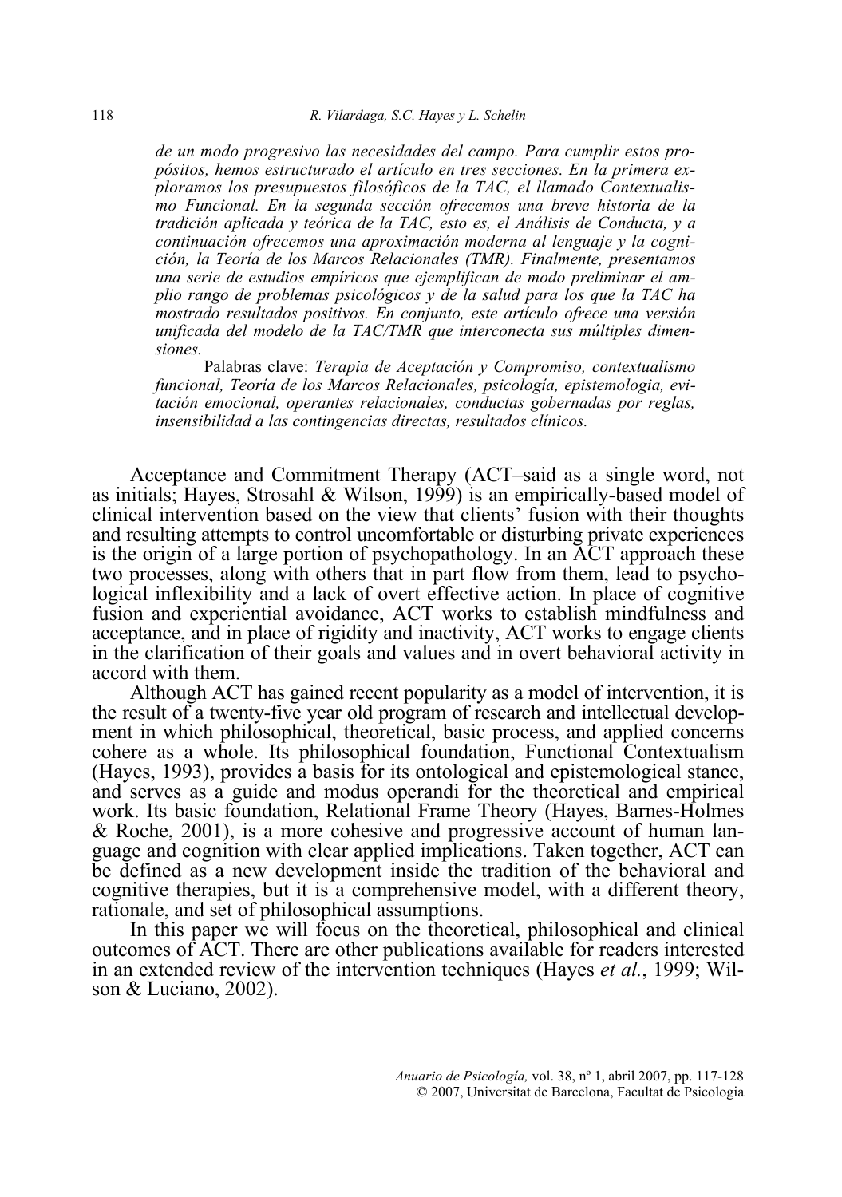*de un modo progresivo las necesidades del campo. Para cumplir estos propósitos, hemos estructurado el artículo en tres secciones. En la primera exploramos los presupuestos filosóficos de la TAC, el llamado Contextualismo Funcional. En la segunda sección ofrecemos una breve historia de la tradición aplicada y teórica de la TAC, esto es, el Análisis de Conducta, y a continuación ofrecemos una aproximación moderna al lenguaje y la cognición, la Teoría de los Marcos Relacionales (TMR). Finalmente, presentamos una serie de estudios empíricos que ejemplifican de modo preliminar el amplio rango de problemas psicológicos y de la salud para los que la TAC ha mostrado resultados positivos. En conjunto, este artículo ofrece una versión unificada del modelo de la TAC/TMR que interconecta sus múltiples dimensiones.*

Palabras clave: *Terapia de Aceptación y Compromiso, contextualismo funcional, Teoría de los Marcos Relacionales, psicología, epistemología, evitación emocional, operantes relacionales, conductas gobernadas por reglas, insensibilidad a las contingencias directas, resultados clínicos.*

Acceptance and Commitment Therapy (ACT–said as a single word, not as initials; Hayes, Strosahl & Wilson, 1999) is an empirically-based model of clinical intervention based on the view that clients' fusion with their thoughts and resulting attempts to control uncomfortable or disturbing private experiences is the origin of a large portion of psychopathology. In an ACT approach these two processes, along with others that in part flow from them, lead to psychological inflexibility and a lack of overt effective action. In place of cognitive fusion and experiential avoidance, ACT works to establish mindfulness and acceptance, and in place of rigidity and inactivity, ACT works to engage clients in the clarification of their goals and values and in overt behavioral activity in accord with them.

Although ACT has gained recent popularity as a model of intervention, it is the result of a twenty-five year old program of research and intellectual development in which philosophical, theoretical, basic process, and applied concerns cohere as a whole. Its philosophical foundation, Functional Contextualism (Hayes, 1993), provides a basis for its ontological and epistemological stance, and serves as a guide and modus operandi for the theoretical and empirical work. Its basic foundation, Relational Frame Theory (Hayes, Barnes-Holmes & Roche, 2001), is a more cohesive and progressive account of human language and cognition with clear applied implications. Taken together, ACT can be defined as a new development inside the tradition of the behavioral and cognitive therapies, but it is a comprehensive model, with a different theory, rationale, and set of philosophical assumptions.

In this paper we will focus on the theoretical, philosophical and clinical outcomes of ACT. There are other publications available for readers interested in an extended review of the intervention techniques (Hayes *et al.*, 1999; Wilson & Luciano, 2002).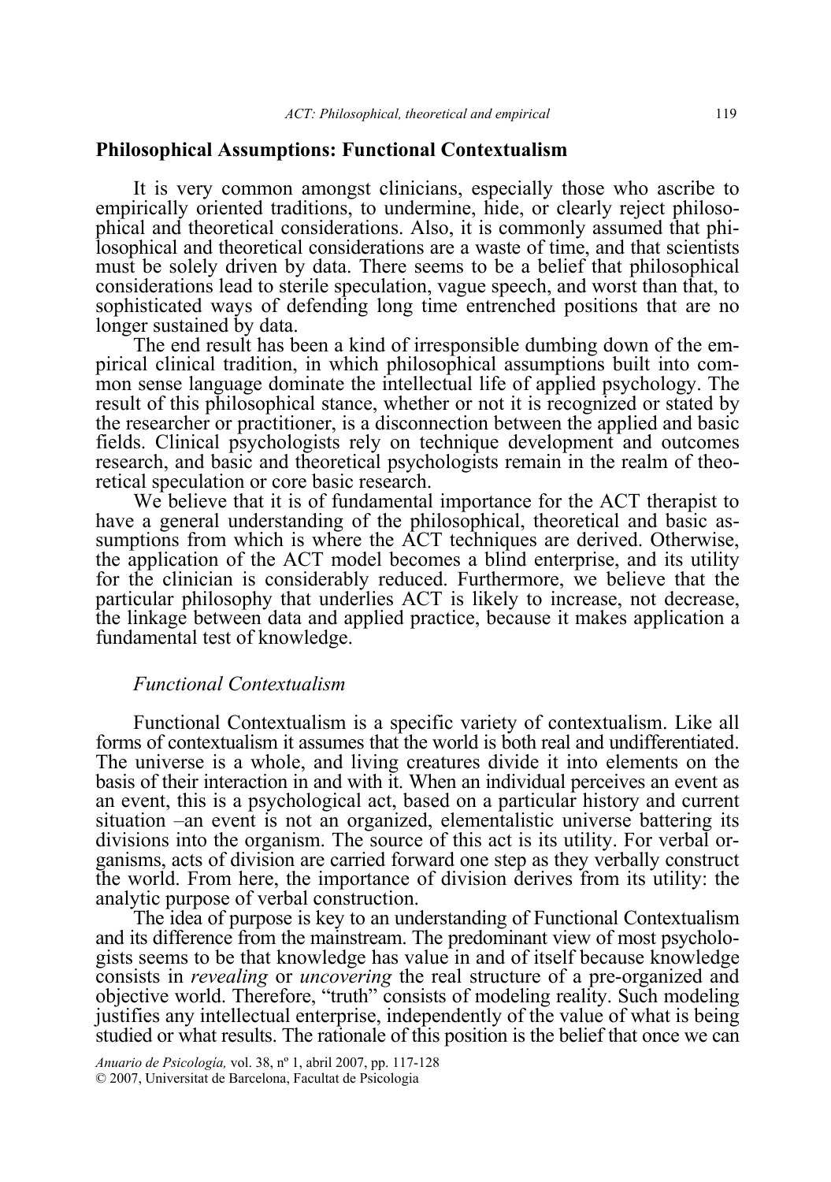## Philosophical Assumptions: Functional Contextualism

It is very common amongst clinicians, especially those who ascribe to empirically oriented traditions, to undermine, hide, or clearly reject philosophical and theoretical considerations. Also, it is commonly assumed that philosophical and theoretical considerations are a waste of time, and that scientists must be solely driven by data. There seems to be a belief that philosophical considerations lead to sterile speculation, vague speech, and worst than that, to sophisticated ways of defending long time entrenched positions that are no longer sustained by data.

The end result has been a kind of irresponsible dumbing down of the empirical clinical tradition, in which philosophical assumptions built into common sense language dominate the intellectual life of applied psychology. The result of this philosophical stance, whether or not it is recognized or stated by the researcher or practitioner, is a disconnection between the applied and basic fields. Clinical psychologists rely on technique development and outcomes research, and basic and theoretical psychologists remain in the realm of theoretical speculation or core basic research.

We believe that it is of fundamental importance for the ACT therapist to have a general understanding of the philosophical, theoretical and basic assumptions from which is where the ACT techniques are derived. Otherwise, the application of the ACT model becomes a blind enterprise, and its utility for the clinician is considerably reduced. Furthermore, we believe that the particular philosophy that underlies ACT is likely to increase, not decrease, the linkage between data and applied practice, because it makes application a fundamental test of knowledge.

### *Functional Contextualism*

Functional Contextualism is a specific variety of contextualism. Like all forms of contextualism it assumes that the world is both real and undifferentiated. The universe is a whole, and living creatures divide it into elements on the basis of their interaction in and with it. When an individual perceives an event as an event, this is a psychological act, based on a particular history and current situation –an event is not an organized, elementalistic universe battering its divisions into the organism. The source of this act is its utility. For verbal organisms, acts of division are carried forward one step as they verbally construct the world. From here, the importance of division derives from its utility: the analytic purpose of verbal construction.

The idea of purpose is key to an understanding of Functional Contextualism and its difference from the mainstream. The predominant view of most psychologists seems to be that knowledge has value in and of itself because knowledge consists in *revealing* or *uncovering* the real structure of a pre-organized and objective world. Therefore, "truth" consists of modeling reality. Such modeling justifies any intellectual enterprise, independently of the value of what is being studied or what results. The rationale of this position is the belief that once we can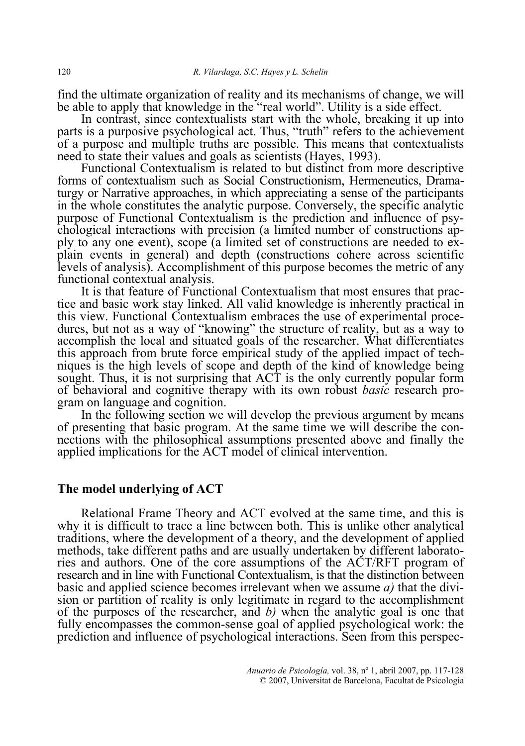find the ultimate organization of reality and its mechanisms of change, we will be able to apply that knowledge in the "real world". Utility is a side effect.

In contrast, since contextualists start with the whole, breaking it up into parts is a purposive psychological act. Thus, "truth" refers to the achievement of a purpose and multiple truths are possible. This means that contextualists need to state their values and goals as scientists (Hayes, 1993).

Functional Contextualism is related to but distinct from more descriptive forms of contextualism such as Social Constructionism, Hermeneutics, Dramaturgy or Narrative approaches, in which appreciating a sense of the participants in the whole constitutes the analytic purpose. Conversely, the specific analytic purpose of Functional Contextualism is the prediction and influence of psychological interactions with precision (a limited number of constructions apply to any one event), scope (a limited set of constructions are needed to explain events in general) and depth (constructions cohere across scientific levels of analysis). Accomplishment of this purpose becomes the metric of any functional contextual analysis.

It is that feature of Functional Contextualism that most ensures that practice and basic work stay linked. All valid knowledge is inherently practical in this view. Functional Contextualism embraces the use of experimental procedures, but not as a way of "knowing" the structure of reality, but as a way to accomplish the local and situated goals of the researcher. What differentiates this approach from brute force empirical study of the applied impact of techniques is the high levels of scope and depth of the kind of knowledge being sought. Thus, it is not surprising that ACT is the only currently popular form of behavioral and cognitive therapy with its own robust *basic* research program on language and cognition.

In the following section we will develop the previous argument by means of presenting that basic program. At the same time we will describe the connections with the philosophical assumptions presented above and finally the applied implications for the ACT model of clinical intervention.

## The model underlying of ACT

Relational Frame Theory and ACT evolved at the same time, and this is why it is difficult to trace a line between both. This is unlike other analytical traditions, where the development of a theory, and the development of applied methods, take different paths and are usually undertaken by different laboratories and authors. One of the core assumptions of the ACT/RFT program of research and in line with Functional Contextualism, is that the distinction between basic and applied science becomes irrelevant when we assume *a)* that the division or partition of reality is only legitimate in regard to the accomplishment of the purposes of the researcher, and *b)* when the analytic goal is one that fully encompasses the common-sense goal of applied psychological work: the prediction and influence of psychological interactions. Seen from this perspec-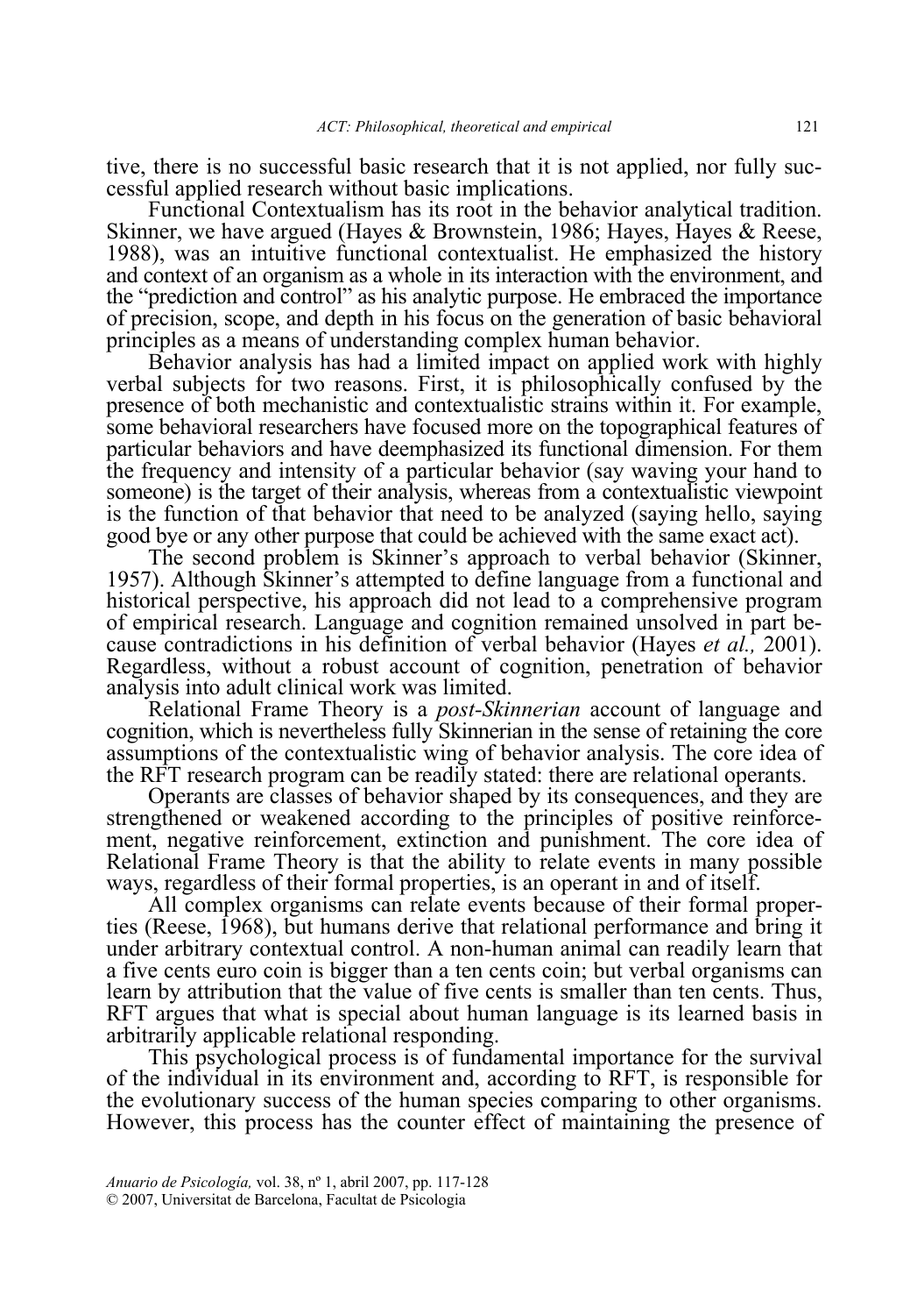tive, there is no successful basic research that it is not applied, nor fully successful applied research without basic implications.

Functional Contextualism has its root in the behavior analytical tradition. Skinner, we have argued (Hayes & Brownstein, 1986; Hayes, Hayes & Reese, 1988), was an intuitive functional contextualist. He emphasized the history and context of an organism as a whole in its interaction with the environment, and the "prediction and control" as his analytic purpose. He embraced the importance of precision, scope, and depth in his focus on the generation of basic behavioral principles as a means of understanding complex human behavior.

Behavior analysis has had a limited impact on applied work with highly verbal subjects for two reasons. First, it is philosophically confused by the presence of both mechanistic and contextualistic strains within it. For example, some behavioral researchers have focused more on the topographical features of particular behaviors and have deemphasized its functional dimension. For them the frequency and intensity of a particular behavior (say waving your hand to someone) is the target of their analysis, whereas from a contextualistic viewpoint is the function of that behavior that need to be analyzed (saying hello, saying good bye or any other purpose that could be achieved with the same exact act).

The second problem is Skinner's approach to verbal behavior (Skinner, 1957). Although Skinner's attempted to define language from a functional and historical perspective, his approach did not lead to a comprehensive program of empirical research. Language and cognition remained unsolved in part because contradictions in his definition of verbal behavior (Hayes *et al.,* 2001). Regardless, without a robust account of cognition, penetration of behavior analysis into adult clinical work was limited.

Relational Frame Theory is a *post-Skinnerian* account of language and cognition, which is nevertheless fully Skinnerian in the sense of retaining the core assumptions of the contextualistic wing of behavior analysis. The core idea of the RFT research program can be readily stated: there are relational operants.

Operants are classes of behavior shaped by its consequences, and they are strengthened or weakened according to the principles of positive reinforcement, negative reinforcement, extinction and punishment. The core idea of Relational Frame Theory is that the ability to relate events in many possible ways, regardless of their formal properties, is an operant in and of itself.

All complex organisms can relate events because of their formal properties (Reese, 1968), but humans derive that relational performance and bring it under arbitrary contextual control. A non-human animal can readily learn that a five cents euro coin is bigger than a ten cents coin; but verbal organisms can learn by attribution that the value of five cents is smaller than ten cents. Thus, RFT argues that what is special about human language is its learned basis in arbitrarily applicable relational responding.

This psychological process is of fundamental importance for the survival of the individual in its environment and, according to RFT, is responsible for the evolutionary success of the human species comparing to other organisms. However, this process has the counter effect of maintaining the presence of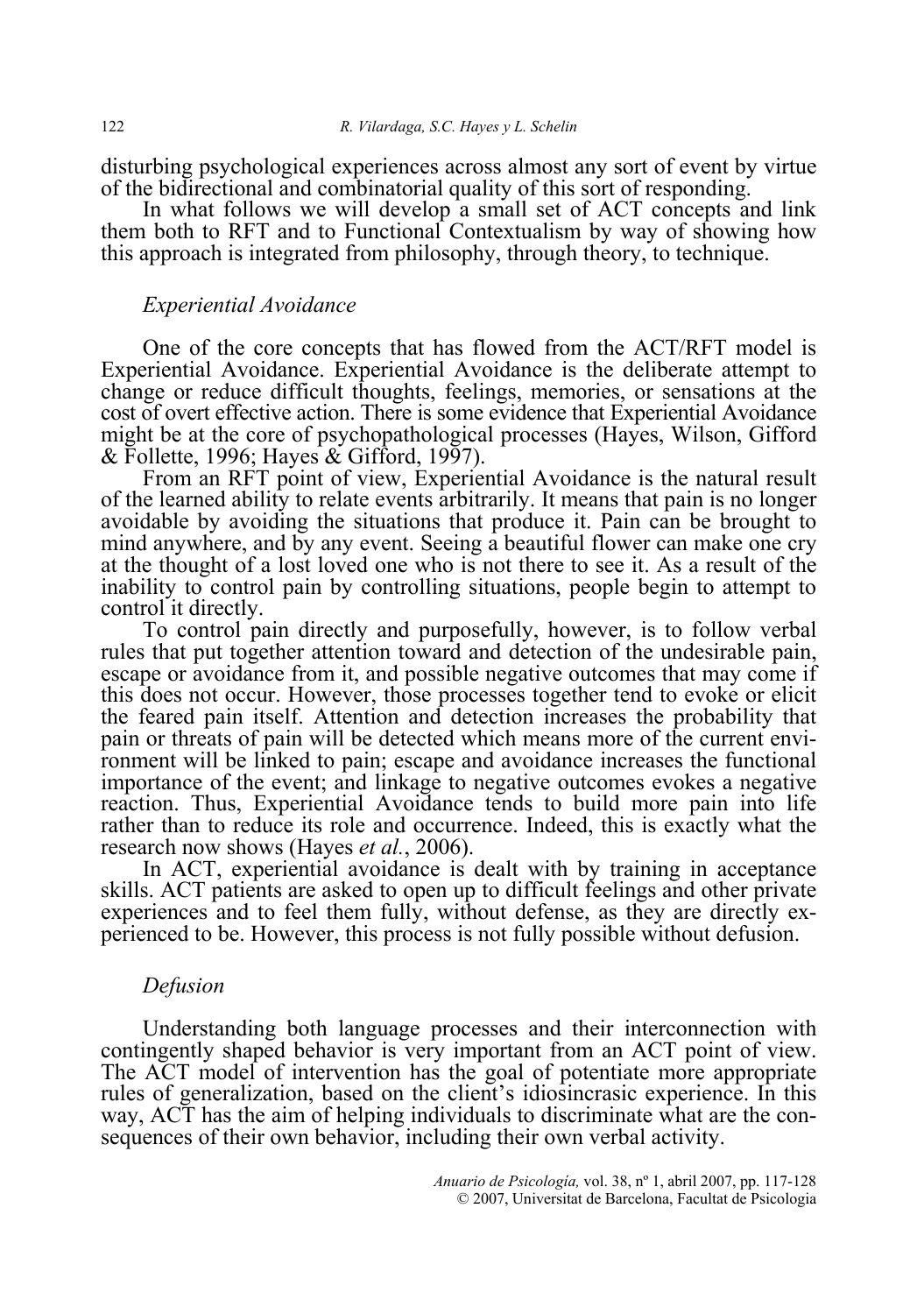disturbing psychological experiences across almost any sort of event by virtue of the bidirectional and combinatorial quality of this sort of responding.

In what follows we will develop a small set of ACT concepts and link them both to RFT and to Functional Contextualism by way of showing how this approach is integrated from philosophy, through theory, to technique.

### *Experiential Avoidance*

One of the core concepts that has flowed from the ACT/RFT model is Experiential Avoidance. Experiential Avoidance is the deliberate attempt to change or reduce difficult thoughts, feelings, memories, or sensations at the cost of overt effective action. There is some evidence that Experiential Avoidance might be at the core of psychopathological processes (Hayes, Wilson, Gifford & Follette, 1996; Hayes & Gifford, 1997).

From an RFT point of view, Experiential Avoidance is the natural result of the learned ability to relate events arbitrarily. It means that pain is no longer avoidable by avoiding the situations that produce it. Pain can be brought to mind anywhere, and by any event. Seeing a beautiful flower can make one cry at the thought of a lost loved one who is not there to see it. As a result of the inability to control pain by controlling situations, people begin to attempt to control it directly.

To control pain directly and purposefully, however, is to follow verbal rules that put together attention toward and detection of the undesirable pain, escape or avoidance from it, and possible negative outcomes that may come if this does not occur. However, those processes together tend to evoke or elicit the feared pain itself. Attention and detection increases the probability that pain or threats of pain will be detected which means more of the current environment will be linked to pain; escape and avoidance increases the functional importance of the event; and linkage to negative outcomes evokes a negative reaction. Thus, Experiential Avoidance tends to build more pain into life rather than to reduce its role and occurrence. Indeed, this is exactly what the research now shows (Hayes *et al.*, 2006).

In ACT, experiential avoidance is dealt with by training in acceptance skills. ACT patients are asked to open up to difficult feelings and other private experiences and to feel them fully, without defense, as they are directly experienced to be. However, this process is not fully possible without defusion.

### *Defusion*

Understanding both language processes and their interconnection with contingently shaped behavior is very important from an ACT point of view. The ACT model of intervention has the goal of potentiate more appropriate rules of generalization, based on the client's idiosincrasic experience. In this way, ACT has the aim of helping individuals to discriminate what are the consequences of their own behavior, including their own verbal activity.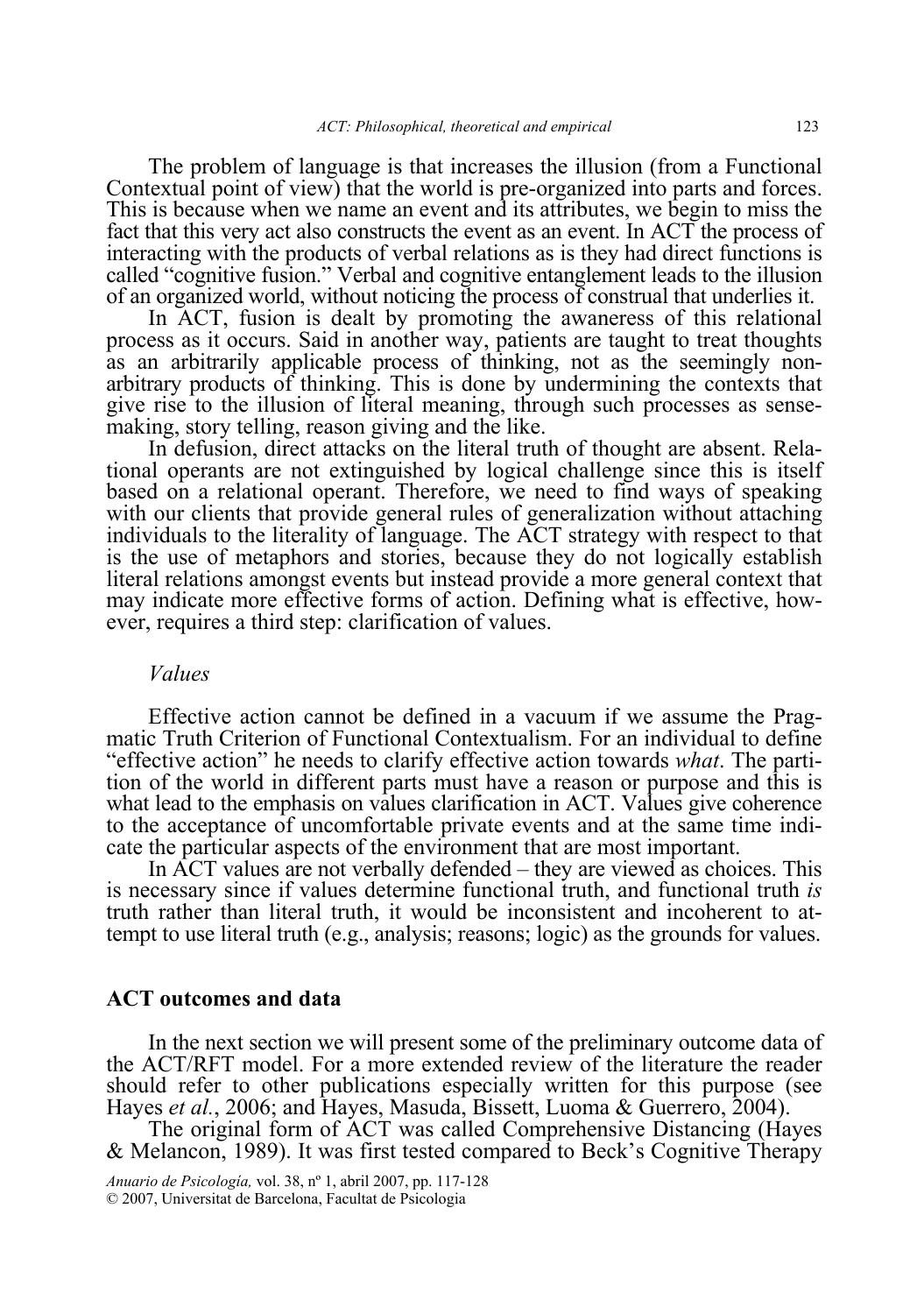The problem of language is that increases the illusion (from a Functional Contextual point of view) that the world is pre-organized into parts and forces. This is because when we name an event and its attributes, we begin to miss the fact that this very act also constructs the event as an event. In ACT the process of interacting with the products of verbal relations as is they had direct functions is called "cognitive fusion." Verbal and cognitive entanglement leads to the illusion of an organized world, without noticing the process of construal that underlies it.

In ACT, fusion is dealt by promoting the awaneress of this relational process as it occurs. Said in another way, patients are taught to treat thoughts as an arbitrarily applicable process of thinking, not as the seemingly non-arbitrary products of thinking. This is done by undermining the contexts that give rise to the illusion of literal meaning, through such processes as sense-making, story telling, reason giving and the like.

In defusion, direct attacks on the literal truth of thought are absent. Relational operants are not extinguished by logical challenge since this is itself based on a relational operant. Therefore, we need to find ways of speaking with our clients that provide general rules of generalization without attaching individuals to the literality of language. The ACT strategy with respect to that is the use of metaphors and stories, because they do not logically establish literal relations amongst events but instead provide a more general context that may indicate more effective forms of action. Defining what is effective, however, requires a third step: clarification of values.

### *Values*

Effective action cannot be defined in a vacuum if we assume the Pragmatic Truth Criterion of Functional Contextualism. For an individual to define "effective action" he needs to clarify effective action towards *what*. The partition of the world in different parts must have a reason or purpose and this is what lead to the emphasis on values clarification in ACT. Values give coherence to the acceptance of uncomfortable private events and at the same time indicate the particular aspects of the environment that are most important.

In ACT values are not verbally defended – they are viewed as choices. This is necessary since if values determine functional truth, and functional truth *is* truth rather than literal truth, it would be inconsistent and incoherent to attempt to use literal truth (e.g., analysis; reasons; logic) as the grounds for values.

## ACT outcomes and data

In the next section we will present some of the preliminary outcome data of the ACT/RFT model. For a more extended review of the literature the reader should refer to other publications especially written for this purpose (see Hayes *et al.*, 2006; and Hayes, Masuda, Bissett, Luoma & Guerrero, 2004).

The original form of ACT was called Comprehensive Distancing (Hayes & Melancon, 1989). It was first tested compared to Beck's Cognitive Therapy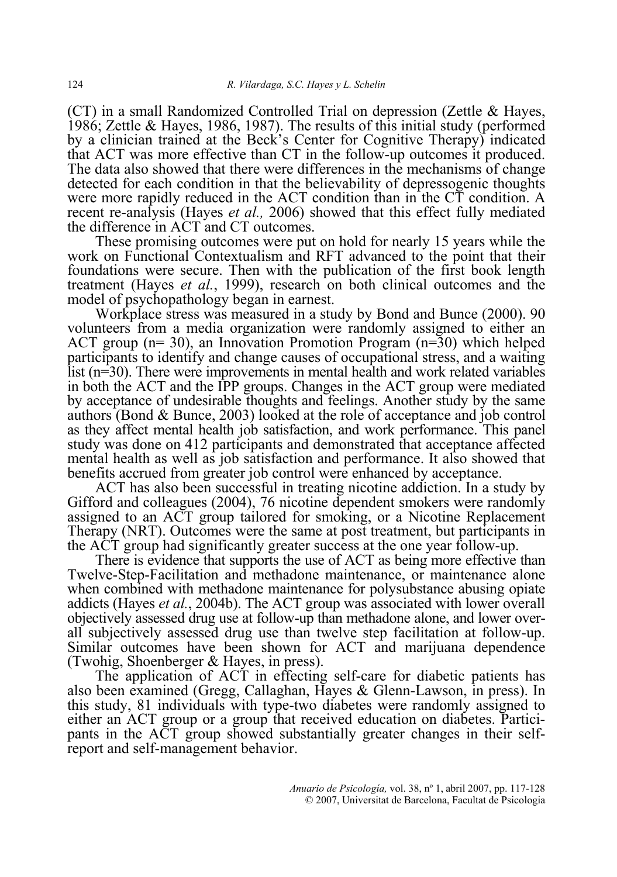(CT) in a small Randomized Controlled Trial on depression (Zettle & Hayes, 1986; Zettle & Hayes, 1986, 1987). The results of this initial study (performed by a clinician trained at the Beck's Center for Cognitive Therapy) indicated that ACT was more effective than CT in the follow-up outcomes it produced. The data also showed that there were differences in the mechanisms of change detected for each condition in that the believability of depressogenic thoughts were more rapidly reduced in the ACT condition than in the CT condition. A recent re-analysis (Hayes *et al.,* 2006) showed that this effect fully mediated the difference in ACT and CT outcomes.

These promising outcomes were put on hold for nearly 15 years while the work on Functional Contextualism and RFT advanced to the point that their foundations were secure. Then with the publication of the first book length treatment (Hayes *et al.*, 1999), research on both clinical outcomes and the model of psychopathology began in earnest.

Workplace stress was measured in a study by Bond and Bunce (2000). 90 volunteers from a media organization were randomly assigned to either an ACT group (n= 30), an Innovation Promotion Program (n=30) which helped participants to identify and change causes of occupational stress, and a waiting list (n=30). There were improvements in mental health and work related variables in both the ACT and the IPP groups. Changes in the ACT group were mediated by acceptance of undesirable thoughts and feelings. Another study by the same authors (Bond & Bunce, 2003) looked at the role of acceptance and job control as they affect mental health job satisfaction, and work performance. This panel study was done on 412 participants and demonstrated that acceptance affected mental health as well as job satisfaction and performance. It also showed that benefits accrued from greater job control were enhanced by acceptance.

ACT has also been successful in treating nicotine addiction. In a study by Gifford and colleagues (2004), 76 nicotine dependent smokers were randomly assigned to an ACT group tailored for smoking, or a Nicotine Replacement Therapy (NRT). Outcomes were the same at post treatment, but participants in the ACT group had significantly greater success at the one year follow-up.

There is evidence that supports the use of ACT as being more effective than Twelve-Step-Facilitation and methadone maintenance, or maintenance alone when combined with methadone maintenance for polysubstance abusing opiate addicts (Hayes *et al.*, 2004b). The ACT group was associated with lower overall objectively assessed drug use at follow-up than methadone alone, and lower overall subjectively assessed drug use than twelve step facilitation at follow-up. Similar outcomes have been shown for ACT and marijuana dependence (Twohig, Shoenberger & Hayes, in press).

The application of ACT in effecting self-care for diabetic patients has also been examined (Gregg, Callaghan, Hayes & Glenn-Lawson, in press). In this study, 81 individuals with type-two diabetes were randomly assigned to either an ACT group or a group that received education on diabetes. Participants in the ACT group showed substantially greater changes in their self-report and self-management behavior.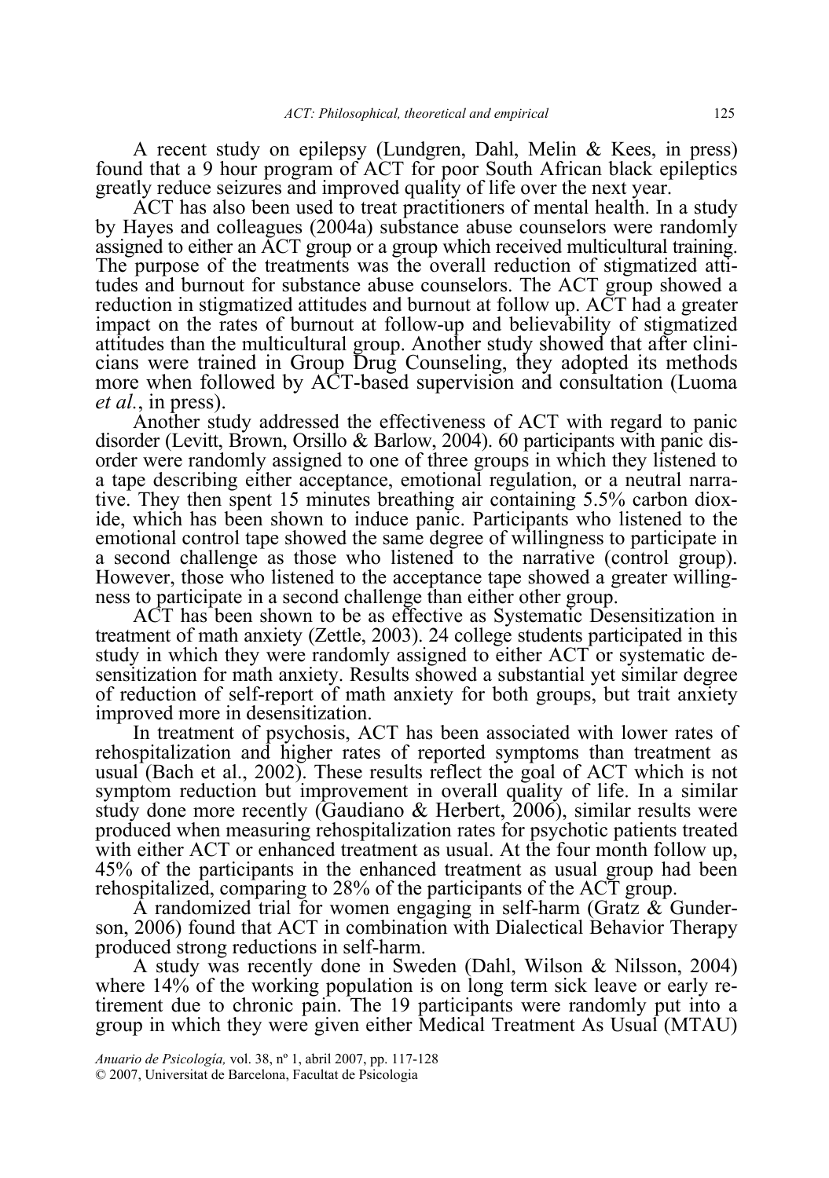A recent study on epilepsy (Lundgren, Dahl, Melin & Kees, in press) found that a 9 hour program of ACT for poor South African black epileptics greatly reduce seizures and improved quality of life over the next year.

ACT has also been used to treat practitioners of mental health. In a study by Hayes and colleagues (2004a) substance abuse counselors were randomly assigned to either an ACT group or a group which received multicultural training. The purpose of the treatments was the overall reduction of stigmatized attitudes and burnout for substance abuse counselors. The ACT group showed a reduction in stigmatized attitudes and burnout at follow up. ACT had a greater impact on the rates of burnout at follow-up and believability of stigmatized attitudes than the multicultural group. Another study showed that after clinicians were trained in Group Drug Counseling, they adopted its methods more when followed by ACT-based supervision and consultation (Luoma *et al.*, in press).

Another study addressed the effectiveness of ACT with regard to panic disorder (Levitt, Brown, Orsillo & Barlow, 2004). 60 participants with panic disorder were randomly assigned to one of three groups in which they listened to a tape describing either acceptance, emotional regulation, or a neutral narrative. They then spent 15 minutes breathing air containing 5.5% carbon dioxide, which has been shown to induce panic. Participants who listened to the emotional control tape showed the same degree of willingness to participate in a second challenge as those who listened to the narrative (control group). However, those who listened to the acceptance tape showed a greater willingness to participate in a second challenge than either other group.

ACT has been shown to be as effective as Systematic Desensitization in treatment of math anxiety (Zettle, 2003). 24 college students participated in this study in which they were randomly assigned to either ACT or systematic desensitization for math anxiety. Results showed a substantial yet similar degree of reduction of self-report of math anxiety for both groups, but trait anxiety improved more in desensitization.

In treatment of psychosis, ACT has been associated with lower rates of rehospitalization and higher rates of reported symptoms than treatment as usual (Bach et al., 2002). These results reflect the goal of ACT which is not symptom reduction but improvement in overall quality of life. In a similar study done more recently (Gaudiano & Herbert, 2006), similar results were produced when measuring rehospitalization rates for psychotic patients treated with either ACT or enhanced treatment as usual. At the four month follow up, 45% of the participants in the enhanced treatment as usual group had been rehospitalized, comparing to 28% of the participants of the ACT group.

A randomized trial for women engaging in self-harm (Gratz & Gunderson, 2006) found that ACT in combination with Dialectical Behavior Therapy produced strong reductions in self-harm.

A study was recently done in Sweden (Dahl, Wilson & Nilsson, 2004) where 14% of the working population is on long term sick leave or early retirement due to chronic pain. The 19 participants were randomly put into a group in which they were given either Medical Treatment As Usual (MTAU)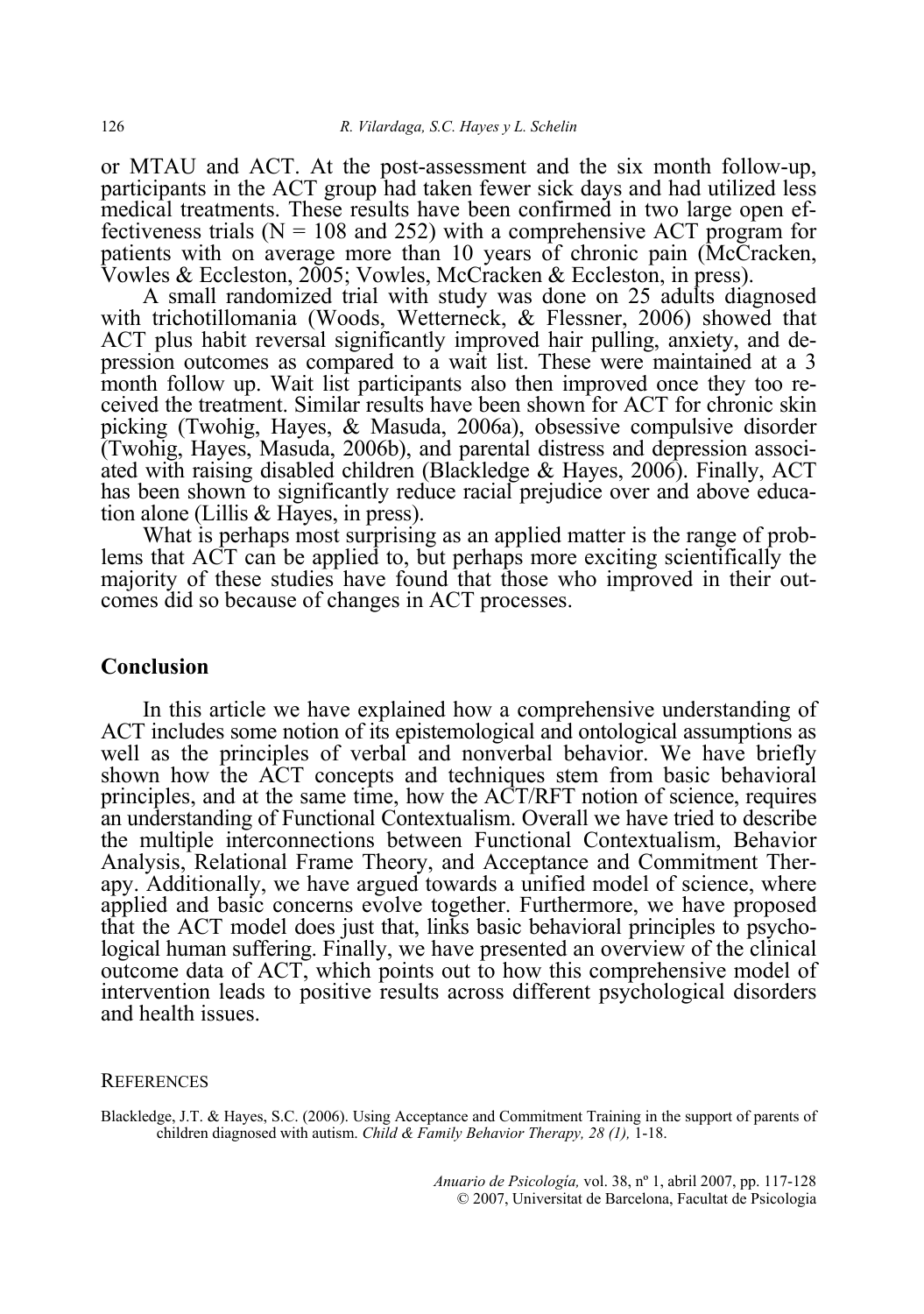or MTAU and ACT. At the post-assessment and the six month follow-up, participants in the ACT group had taken fewer sick days and had utilized less medical treatments. These results have been confirmed in two large open effectiveness trials (N = 108 and 252) with a comprehensive ACT program for patients with on average more than 10 years of chronic pain (McCracken, Vowles & Eccleston, 2005; Vowles, McCracken & Eccleston, in press).

A small randomized trial with study was done on 25 adults diagnosed with trichotillomania (Woods, Wetterneck, & Flessner, 2006) showed that ACT plus habit reversal significantly improved hair pulling, anxiety, and depression outcomes as compared to a wait list. These were maintained at a 3 month follow up. Wait list participants also then improved once they too received the treatment. Similar results have been shown for ACT for chronic skin picking (Twohig, Hayes, & Masuda, 2006a), obsessive compulsive disorder (Twohig, Hayes, Masuda, 2006b), and parental distress and depression associated with raising disabled children (Blackledge & Hayes, 2006). Finally, ACT has been shown to significantly reduce racial prejudice over and above education alone (Lillis & Hayes, in press).

What is perhaps most surprising as an applied matter is the range of problems that ACT can be applied to, but perhaps more exciting scientifically the majority of these studies have found that those who improved in their outcomes did so because of changes in ACT processes.

## Conclusion

In this article we have explained how a comprehensive understanding of ACT includes some notion of its epistemological and ontological assumptions as well as the principles of verbal and nonverbal behavior. We have briefly shown how the ACT concepts and techniques stem from basic behavioral principles, and at the same time, how the ACT/RFT notion of science, requires an understanding of Functional Contextualism. Overall we have tried to describe the multiple interconnections between Functional Contextualism, Behavior Analysis, Relational Frame Theory, and Acceptance and Commitment Therapy. Additionally, we have argued towards a unified model of science, where applied and basic concerns evolve together. Furthermore, we have proposed that the ACT model does just that, links basic behavioral principles to psychological human suffering. Finally, we have presented an overview of the clinical outcome data of ACT, which points out to how this comprehensive model of intervention leads to positive results across different psychological disorders and health issues.

## References

Blackledge, J.T. & Hayes, S.C. (2006). Using Acceptance and Commitment Training in the support of parents of children diagnosed with autism. *Child & Family Behavior Therapy, 28 (1),* 1-18.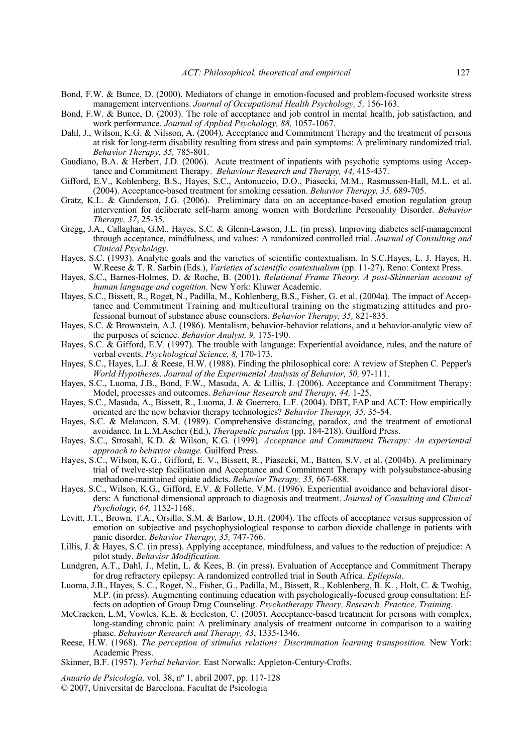Bond, F.W. & Bunce, D. (2000). Mediators of change in emotion-focused and problem-focused worksite stress management interventions. *Journal of Occupational Health Psychology, 5,* 156-163.

Bond, F.W. & Bunce, D. (2003). The role of acceptance and job control in mental health, job satisfaction, and work performance. *Journal of Applied Psychology, 88,* 1057-1067.

Dahl, J., Wilson, K.G. & Nilsson, A. (2004). Acceptance and Commitment Therapy and the treatment of persons at risk for long-term disability resulting from stress and pain symptoms: A preliminary randomized trial. *Behavior Therapy, 35,* 785-801.

Gaudiano, B.A. & Herbert, J.D. (2006). Acute treatment of inpatients with psychotic symptoms using Acceptance and Commitment Therapy. *Behaviour Research and Therapy, 44,* 415-437.

Gifford, E.V., Kohlenberg, B.S., Hayes, S.C., Antonuccio, D.O., Piasecki, M.M., Rasmussen-Hall, M.L. et al. (2004). Acceptance-based treatment for smoking cessation. *Behavior Therapy, 35,* 689-705.

Gratz, K.L. & Gunderson, J.G. (2006). Preliminary data on an acceptance-based emotion regulation group intervention for deliberate self-harm among women with Borderline Personality Disorder. *Behavior Therapy, 37*, 25-35.

Gregg, J.A., Callaghan, G.M., Hayes, S.C. & Glenn-Lawson, J.L. (in press). Improving diabetes self-management through acceptance, mindfulness, and values: A randomized controlled trial. *Journal of Consulting and Clinical Psychology*.

Hayes, S.C. (1993). Analytic goals and the varieties of scientific contextualism. In S.C.Hayes, L. J. Hayes, H. W.Reese & T. R. Sarbin (Eds.), *Varieties of scientific contextualism* (pp. 11-27). Reno: Context Press.

Hayes, S.C., Barnes-Holmes, D. & Roche, B. (2001). *Relational Frame Theory. A post-Skinnerian account of human language and cognition.* New York: Kluwer Academic.

Hayes, S.C., Bissett, R., Roget, N., Padilla, M., Kohlenberg, B.S., Fisher, G. et al. (2004a). The impact of Acceptance and Commitment Training and multicultural training on the stigmatizing attitudes and professional burnout of substance abuse counselors. *Behavior Therapy, 35,* 821-835.

Hayes, S.C. & Brownstein, A.J. (1986). Mentalism, behavior-behavior relations, and a behavior-analytic view of the purposes of science. *Behavior Analyst, 9,* 175-190.

Hayes, S.C. & Gifford, E.V. (1997). The trouble with language: Experiential avoidance, rules, and the nature of verbal events. *Psychological Science, 8,* 170-173.

Hayes, S.C., Hayes, L.J. & Reese, H.W. (1988). Finding the philosophical core: A review of Stephen C. Pepper's *World Hypotheses. Journal of the Experimental Analysis of Behavior, 50,* 97-111.

Hayes, S.C., Luoma, J.B., Bond, F.W., Masuda, A. & Lillis, J. (2006). Acceptance and Commitment Therapy: Model, processes and outcomes. *Behaviour Research and Therapy, 44,* 1-25.

Hayes, S.C., Masuda, A., Bissett, R., Luoma, J. & Guerrero, L.F. (2004). DBT, FAP and ACT: How empirically oriented are the new behavior therapy technologies? *Behavior Therapy, 35,* 35-54.

Hayes, S.C. & Melancon, S.M. (1989). Comprehensive distancing, paradox, and the treatment of emotional avoidance. In L.M.Ascher (Ed.), *Therapeutic paradox* (pp. 184-218). Guilford Press.

Hayes, S.C., Strosahl, K.D. & Wilson, K.G. (1999). *Acceptance and Commitment Therapy: An experiential approach to behavior change.* Guilford Press.

Hayes, S.C., Wilson, K.G., Gifford, E. V., Bissett, R., Piasecki, M., Batten, S.V. et al. (2004b). A preliminary trial of twelve-step facilitation and Acceptance and Commitment Therapy with polysubstance-abusing methadone-maintained opiate addicts. *Behavior Therapy, 35,* 667-688.

Hayes, S.C., Wilson, K.G., Gifford, E.V. & Follette, V.M. (1996). Experiential avoidance and behavioral disorders: A functional dimensional approach to diagnosis and treatment. *Journal of Consulting and Clinical Psychology, 64,* 1152-1168.

Levitt, J.T., Brown, T.A., Orsillo, S.M. & Barlow, D.H. (2004). The effects of acceptance versus suppression of emotion on subjective and psychophysiological response to carbon dioxide challenge in patients with panic disorder. *Behavior Therapy, 35,* 747-766.

Lillis, J. & Hayes, S.C. (in press). Applying acceptance, mindfulness, and values to the reduction of prejudice: A pilot study. *Behavior Modification.*

Lundgren, A.T., Dahl, J., Melin, L. & Kees, B. (in press). Evaluation of Acceptance and Commitment Therapy for drug refractory epilepsy: A randomized controlled trial in South Africa. *Epilepsia*.

Luoma, J.B., Hayes, S. C., Roget, N., Fisher, G., Padilla, M., Bissett, R., Kohlenberg, B. K. , Holt, C. & Twohig, M.P. (in press). Augmenting continuing education with psychologically-focused group consultation: Effects on adoption of Group Drug Counseling. *Psychotherapy Theory, Research, Practice, Training.*

McCracken, L.M, Vowles, K.E. & Eccleston, C. (2005). Acceptance-based treatment for persons with complex, long-standing chronic pain: A preliminary analysis of treatment outcome in comparison to a waiting phase. *Behaviour Research and Therapy, 43*, 1335-1346.

Reese, H.W. (1968). *The perception of stimulus relations: Discrimination learning transposition.* New York: Academic Press.

Skinner, B.F. (1957). *Verbal behavior.* East Norwalk: Appleton-Century-Crofts.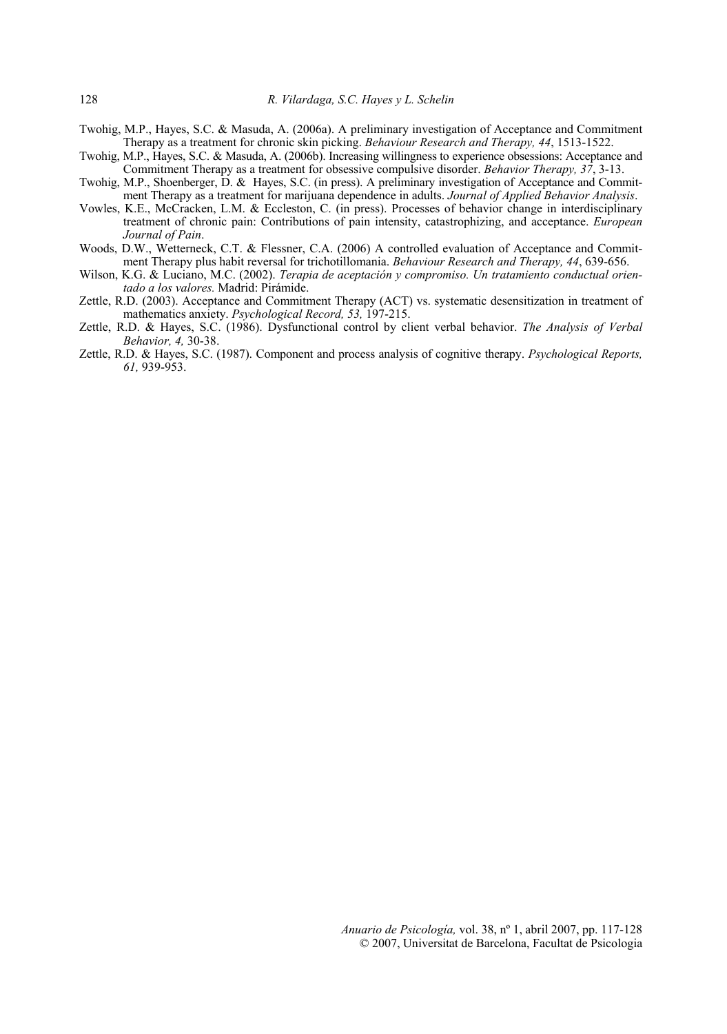Twohig, M.P., Hayes, S.C. & Masuda, A. (2006a). A preliminary investigation of Acceptance and Commitment Therapy as a treatment for chronic skin picking. *Behaviour Research and Therapy, 44*, 1513-1522.

Twohig, M.P., Hayes, S.C. & Masuda, A. (2006b). Increasing willingness to experience obsessions: Acceptance and Commitment Therapy as a treatment for obsessive compulsive disorder. *Behavior Therapy, 37*, 3-13.

Twohig, M.P., Shoenberger, D. & Hayes, S.C. (in press). A preliminary investigation of Acceptance and Commitment Therapy as a treatment for marijuana dependence in adults. *Journal of Applied Behavior Analysis*.

Vowles, K.E., McCracken, L.M. & Eccleston, C. (in press). Processes of behavior change in interdisciplinary treatment of chronic pain: Contributions of pain intensity, catastrophizing, and acceptance. *European Journal of Pain*.

Woods, D.W., Wetterneck, C.T. & Flessner, C.A. (2006) A controlled evaluation of Acceptance and Commitment Therapy plus habit reversal for trichotillomania. *Behaviour Research and Therapy, 44*, 639-656.

Wilson, K.G. & Luciano, M.C. (2002). *Terapia de aceptación y compromiso. Un tratamiento conductual orientado a los valores.* Madrid: Pirámide.

Zettle, R.D. (2003). Acceptance and Commitment Therapy (ACT) vs. systematic desensitization in treatment of mathematics anxiety. *Psychological Record, 53,* 197-215.

Zettle, R.D. & Hayes, S.C. (1986). Dysfunctional control by client verbal behavior. *The Analysis of Verbal Behavior, 4,* 30-38.

Zettle, R.D. & Hayes, S.C. (1987). Component and process analysis of cognitive therapy. *Psychological Reports, 61,* 939-953.